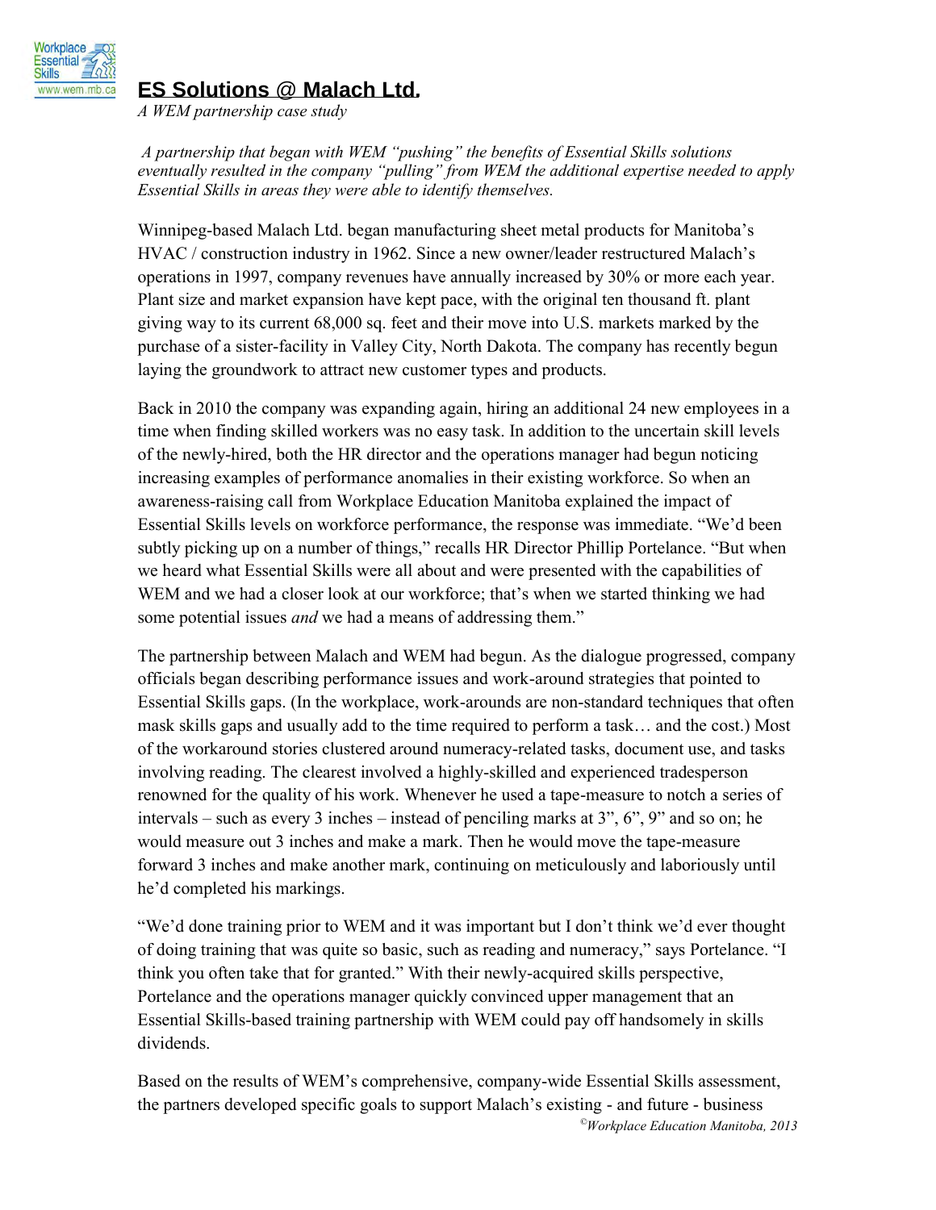# ES Solutions @ Malach Ltd.

*A WEM partnership case study*

*A partnership that began with WEM "pushing" the benefits of Essential Skills solutions eventually resulted in the company "pulling" from WEM the additional expertise needed to apply Essential Skills in areas they were able to identify themselves.*

Winnipeg-based Malach Ltd. began manufacturing sheet metal products for Manitoba's HVAC / construction industry in 1962. Since a new owner/leader restructured Malach's operations in 1997, company revenues have annually increased by 30% or more each year. Plant size and market expansion have kept pace, with the original ten thousand ft. plant giving way to its current 68,000 sq. feet and their move into U.S. markets marked by the purchase of a sister-facility in Valley City, North Dakota. The company has recently begun laying the groundwork to attract new customer types and products.

Back in 2010 the company was expanding again, hiring an additional 24 new employees in a time when finding skilled workers was no easy task. In addition to the uncertain skill levels of the newly-hired, both the HR director and the operations manager had begun noticing increasing examples of performance anomalies in their existing workforce. So when an awareness-raising call from Workplace Education Manitoba explained the impact of Essential Skills levels on workforce performance, the response was immediate. "We'd been subtly picking up on a number of things," recalls HR Director Phillip Portelance. "But when we heard what Essential Skills were all about and were presented with the capabilities of WEM and we had a closer look at our workforce; that's when we started thinking we had some potential issues *and* we had a means of addressing them."

The partnership between Malach and WEM had begun. As the dialogue progressed, company officials began describing performance issues and work-around strategies that pointed to Essential Skills gaps. (In the workplace, work-arounds are non-standard techniques that often mask skills gaps and usually add to the time required to perform a task… and the cost.) Most of the workaround stories clustered around numeracy-related tasks, document use, and tasks involving reading. The clearest involved a highly-skilled and experienced tradesperson renowned for the quality of his work. Whenever he used a tape-measure to notch a series of intervals – such as every 3 inches – instead of penciling marks at 3", 6", 9" and so on; he would measure out 3 inches and make a mark. Then he would move the tape-measure forward 3 inches and make another mark, continuing on meticulously and laboriously until he'd completed his markings.

"We'd done training prior to WEM and it was important but I don't think we'd ever thought of doing training that was quite so basic, such as reading and numeracy," says Portelance. "I think you often take that for granted." With their newly-acquired skills perspective, Portelance and the operations manager quickly convinced upper management that an Essential Skills-based training partnership with WEM could pay off handsomely in skills dividends.

Based on the results of WEM's comprehensive, company-wide Essential Skills assessment, the partners developed specific goals to support Malach's existing - and future - business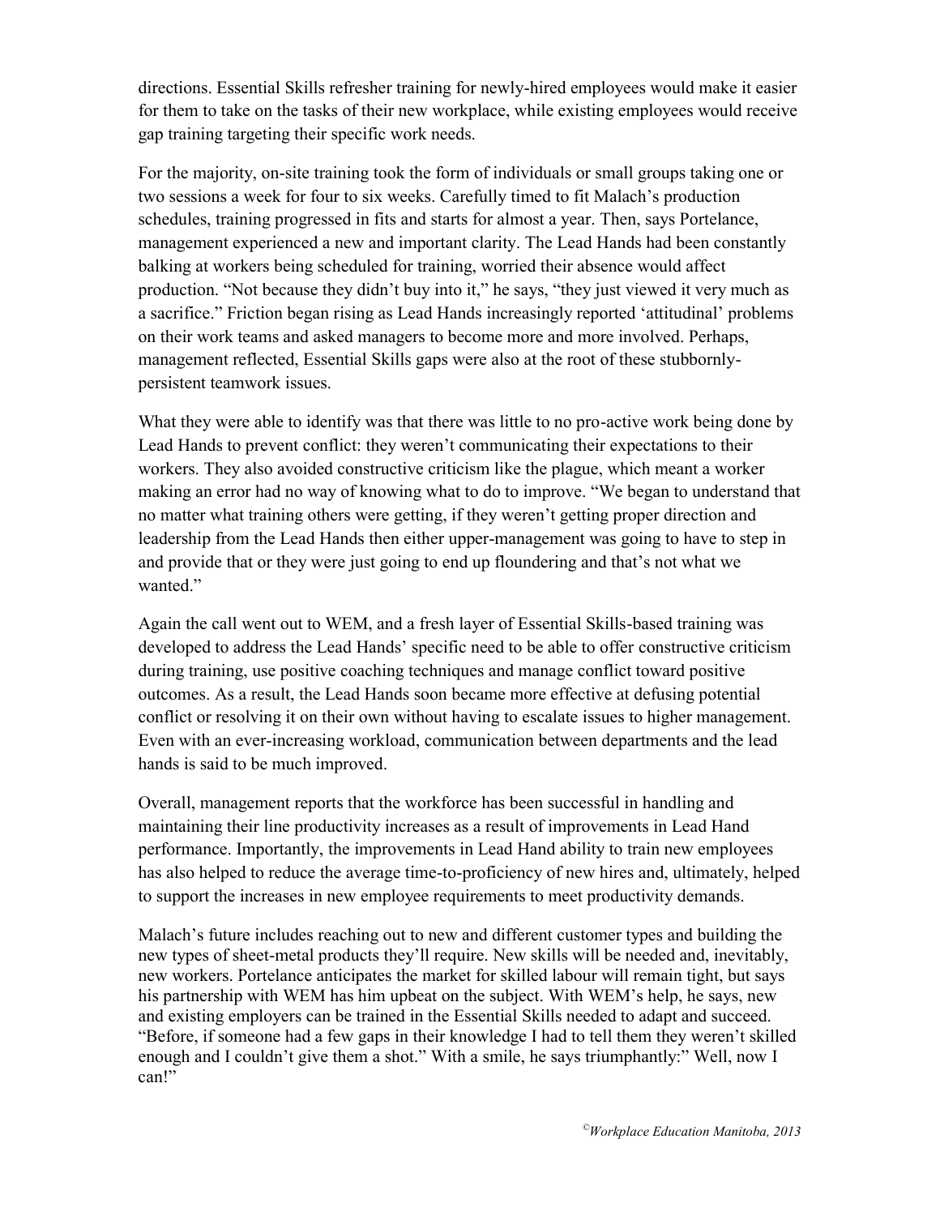directions. Essential Skills refresher training for newly-hired employees would make it easier for them to take on the tasks of their new workplace, while existing employees would receive gap training targeting their specific work needs.

For the majority, on-site training took the form of individuals or small groups taking one or two sessions a week for four to six weeks. Carefully timed to fit Malach's production schedules, training progressed in fits and starts for almost a year. Then, says Portelance, management experienced a new and important clarity. The Lead Hands had been constantly balking at workers being scheduled for training, worried their absence would affect production. "Not because they didn't buy into it," he says, "they just viewed it very much as a sacrifice." Friction began rising as Lead Hands increasingly reported 'attitudinal' problems on their work teams and asked managers to become more and more involved. Perhaps, management reflected, Essential Skills gaps were also at the root of these stubbornly-persistent teamwork issues.

What they were able to identify was that there was little to no pro-active work being done by Lead Hands to prevent conflict: they weren't communicating their expectations to their workers. They also avoided constructive criticism like the plague, which meant a worker making an error had no way of knowing what to do to improve. "We began to understand that no matter what training others were getting, if they weren't getting proper direction and leadership from the Lead Hands then either upper-management was going to have to step in and provide that or they were just going to end up floundering and that's not what we wanted."

Again the call went out to WEM, and a fresh layer of Essential Skills-based training was developed to address the Lead Hands' specific need to be able to offer constructive criticism during training, use positive coaching techniques and manage conflict toward positive outcomes. As a result, the Lead Hands soon became more effective at defusing potential conflict or resolving it on their own without having to escalate issues to higher management. Even with an ever-increasing workload, communication between departments and the lead hands is said to be much improved.

Overall, management reports that the workforce has been successful in handling and maintaining their line productivity increases as a result of improvements in Lead Hand performance. Importantly, the improvements in Lead Hand ability to train new employees has also helped to reduce the average time-to-proficiency of new hires and, ultimately, helped to support the increases in new employee requirements to meet productivity demands.

Malach's future includes reaching out to new and different customer types and building the new types of sheet-metal products they'll require. New skills will be needed and, inevitably, new workers. Portelance anticipates the market for skilled labour will remain tight, but says his partnership with WEM has him upbeat on the subject. With WEM's help, he says, new and existing employers can be trained in the Essential Skills needed to adapt and succeed. "Before, if someone had a few gaps in their knowledge I had to tell them they weren't skilled enough and I couldn't give them a shot." With a smile, he says triumphantly:" Well, now I can!"

*©Workplace Education Manitoba, 2013*